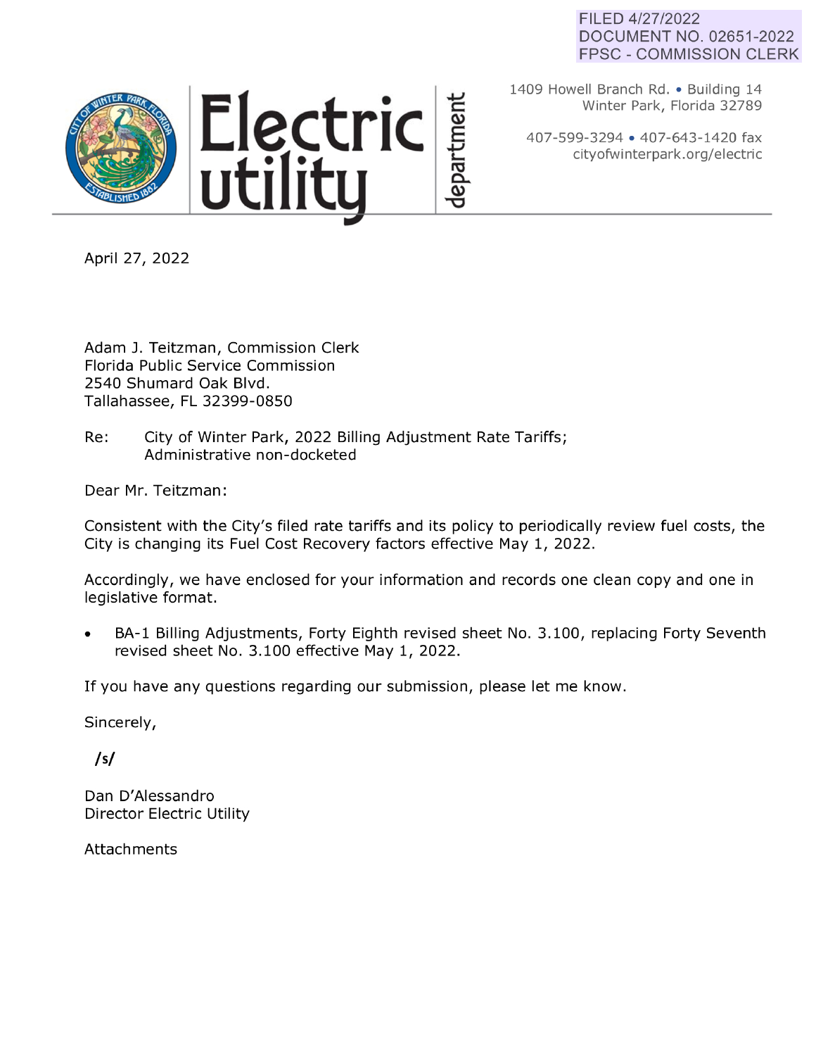FILED 4/27/2022
DOCUMENT NO. 02651-2022
FPSC - COMMISSION CLERK

# Electric utility department

1409 Howell Branch Rd. • Building 14
Winter Park, Florida 32789

407-599-3294 • 407-643-1420 fax
cityofwinterpark.org/electric

April 27, 2022

Adam J. Teitzman, Commission Clerk
Florida Public Service Commission
2540 Shumard Oak Blvd.
Tallahassee, FL 32399-0850

Re: City of Winter Park, 2022 Billing Adjustment Rate Tariffs; Administrative non-docketed

Dear Mr. Teitzman:

Consistent with the City's filed rate tariffs and its policy to periodically review fuel costs, the City is changing its Fuel Cost Recovery factors effective May 1, 2022.

Accordingly, we have enclosed for your information and records one clean copy and one in legislative format.

- BA-1 Billing Adjustments, Forty Eighth revised sheet No. 3.100, replacing Forty Seventh revised sheet No. 3.100 effective May 1, 2022.

If you have any questions regarding our submission, please let me know.

Sincerely,

/s/

Dan D'Alessandro
Director Electric Utility

Attachments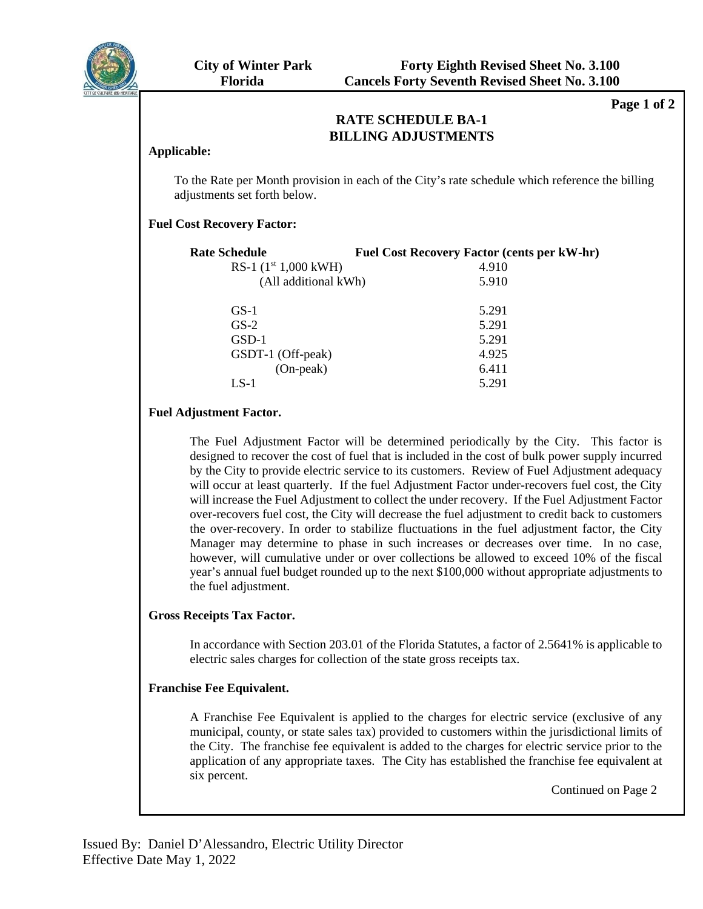City of Winter Park
Florida

Forty Eighth Revised Sheet No. 3.100
Cancels Forty Seventh Revised Sheet No. 3.100

## RATE SCHEDULE BA-1
## BILLING ADJUSTMENTS

**Applicable:**

To the Rate per Month provision in each of the City's rate schedule which reference the billing adjustments set forth below.

**Fuel Cost Recovery Factor:**

| Rate Schedule | Fuel Cost Recovery Factor (cents per kW-hr) |
|---|---|
| RS-1 (1st 1,000 kWH) | 4.910 |
| (All additional kWh) | 5.910 |
| | |
| GS-1 | 5.291 |
| GS-2 | 5.291 |
| GSD-1 | 5.291 |
| GSDT-1 (Off-peak) | 4.925 |
| (On-peak) | 6.411 |
| LS-1 | 5.291 |

**Fuel Adjustment Factor.**

The Fuel Adjustment Factor will be determined periodically by the City. This factor is designed to recover the cost of fuel that is included in the cost of bulk power supply incurred by the City to provide electric service to its customers. Review of Fuel Adjustment adequacy will occur at least quarterly. If the fuel Adjustment Factor under-recovers fuel cost, the City will increase the Fuel Adjustment to collect the under recovery. If the Fuel Adjustment Factor over-recovers fuel cost, the City will decrease the fuel adjustment to credit back to customers the over-recovery. In order to stabilize fluctuations in the fuel adjustment factor, the City Manager may determine to phase in such increases or decreases over time. In no case, however, will cumulative under or over collections be allowed to exceed 10% of the fiscal year's annual fuel budget rounded up to the next $100,000 without appropriate adjustments to the fuel adjustment.

**Gross Receipts Tax Factor.**

In accordance with Section 203.01 of the Florida Statutes, a factor of 2.5641% is applicable to electric sales charges for collection of the state gross receipts tax.

**Franchise Fee Equivalent.**

A Franchise Fee Equivalent is applied to the charges for electric service (exclusive of any municipal, county, or state sales tax) provided to customers within the jurisdictional limits of the City. The franchise fee equivalent is added to the charges for electric service prior to the application of any appropriate taxes. The City has established the franchise fee equivalent at six percent.

Continued on Page 2

Issued By: Daniel D'Alessandro, Electric Utility Director
Effective Date May 1, 2022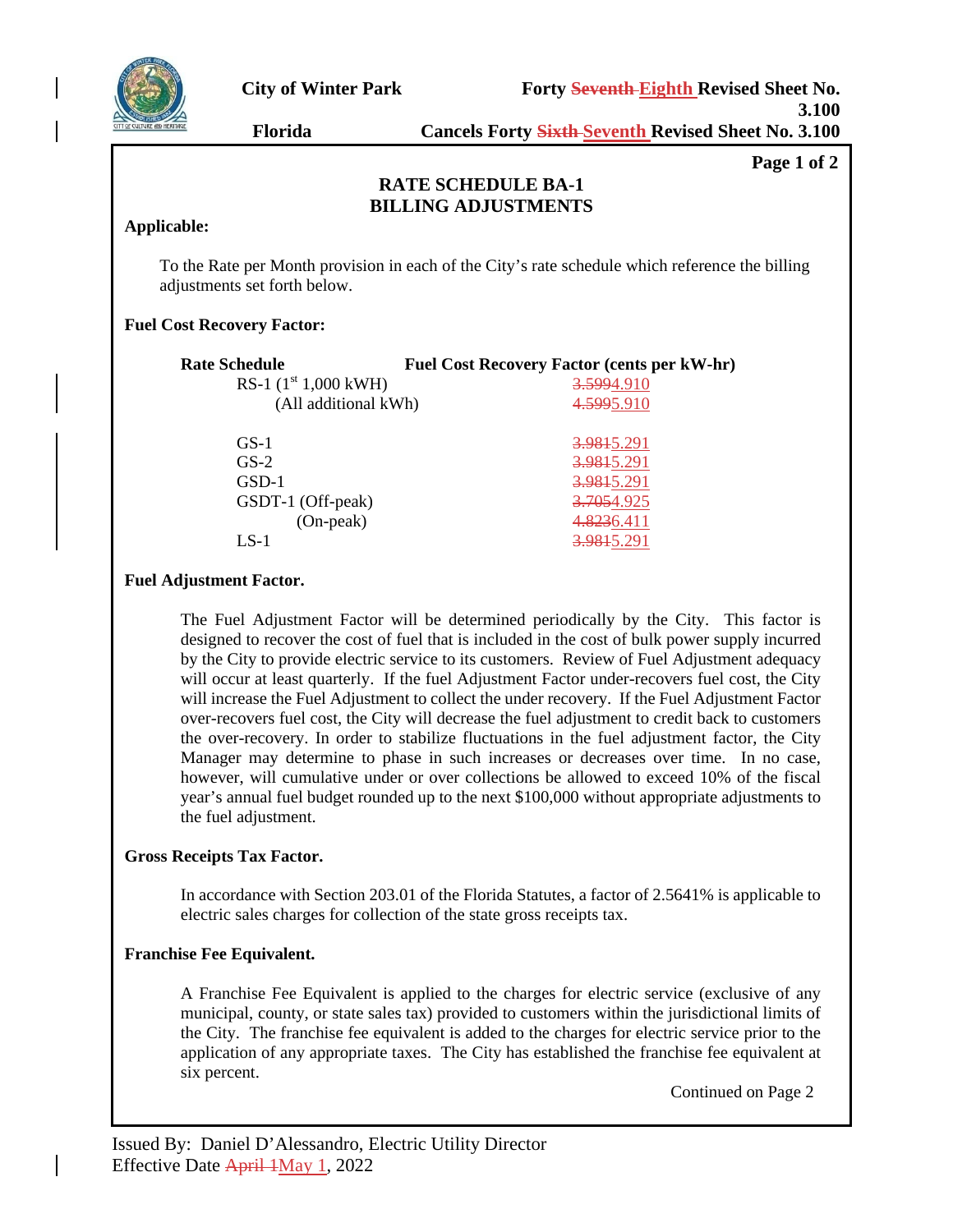City of Winter Park

Florida

Forty ~~Seventh~~ Eighth Revised Sheet No. 3.100

Cancels Forty ~~Sixth~~ Seventh Revised Sheet No. 3.100

Page 1 of 2

## RATE SCHEDULE BA-1
## BILLING ADJUSTMENTS

**Applicable:**

To the Rate per Month provision in each of the City's rate schedule which reference the billing adjustments set forth below.

**Fuel Cost Recovery Factor:**

| Rate Schedule | Fuel Cost Recovery Factor (cents per kW-hr) |
|---|---|
| RS-1 (1st 1,000 kWH) | ~~3.599~~4.910 |
| (All additional kWh) | ~~4.599~~5.910 |
| GS-1 | ~~3.981~~5.291 |
| GS-2 | ~~3.981~~5.291 |
| GSD-1 | ~~3.981~~5.291 |
| GSDT-1 (Off-peak) | ~~3.705~~4.925 |
| (On-peak) | ~~4.823~~6.411 |
| LS-1 | ~~3.981~~5.291 |

**Fuel Adjustment Factor.**

The Fuel Adjustment Factor will be determined periodically by the City. This factor is designed to recover the cost of fuel that is included in the cost of bulk power supply incurred by the City to provide electric service to its customers. Review of Fuel Adjustment adequacy will occur at least quarterly. If the fuel Adjustment Factor under-recovers fuel cost, the City will increase the Fuel Adjustment to collect the under recovery. If the Fuel Adjustment Factor over-recovers fuel cost, the City will decrease the fuel adjustment to credit back to customers the over-recovery. In order to stabilize fluctuations in the fuel adjustment factor, the City Manager may determine to phase in such increases or decreases over time. In no case, however, will cumulative under or over collections be allowed to exceed 10% of the fiscal year's annual fuel budget rounded up to the next $100,000 without appropriate adjustments to the fuel adjustment.

**Gross Receipts Tax Factor.**

In accordance with Section 203.01 of the Florida Statutes, a factor of 2.5641% is applicable to electric sales charges for collection of the state gross receipts tax.

**Franchise Fee Equivalent.**

A Franchise Fee Equivalent is applied to the charges for electric service (exclusive of any municipal, county, or state sales tax) provided to customers within the jurisdictional limits of the City. The franchise fee equivalent is added to the charges for electric service prior to the application of any appropriate taxes. The City has established the franchise fee equivalent at six percent.

Continued on Page 2

Issued By: Daniel D'Alessandro, Electric Utility Director

Effective Date ~~April 1~~May 1, 2022